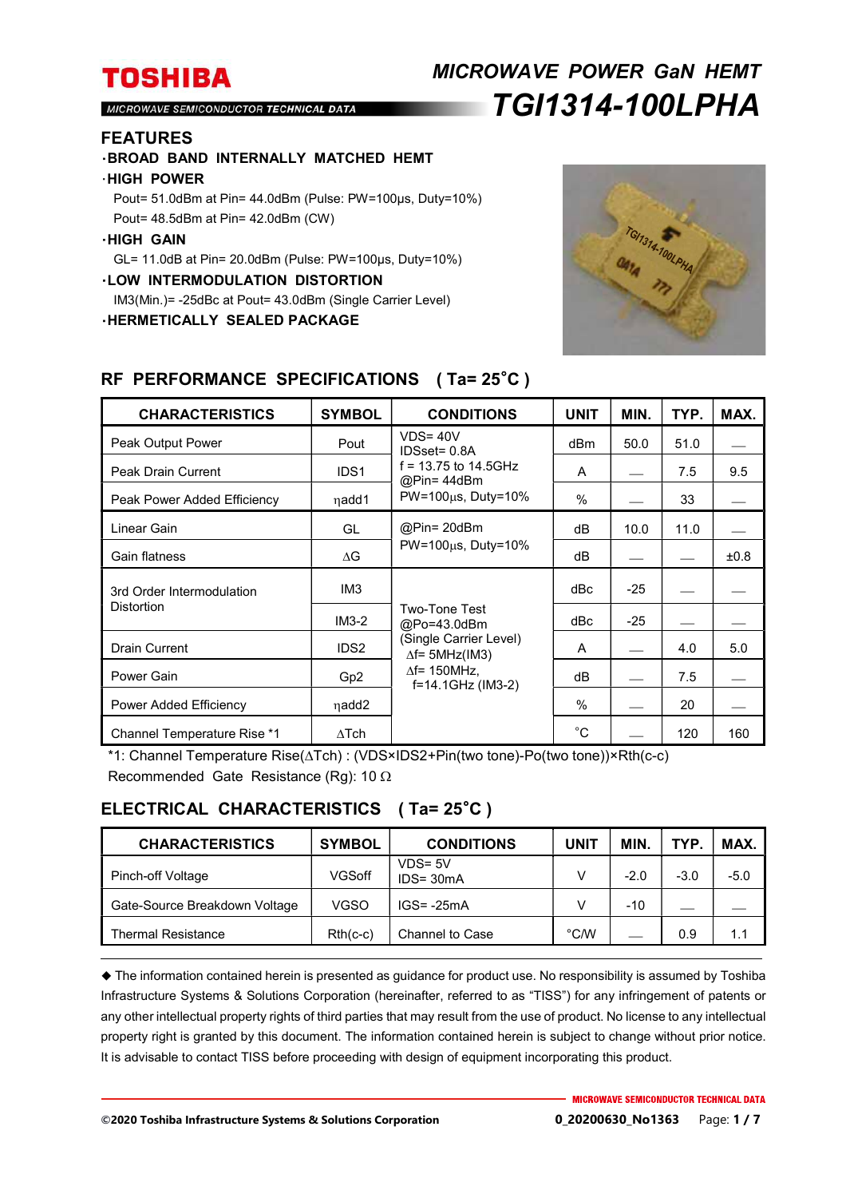# TOSHIBA

MICROWAVE SEMICONDUCTOR TECHNICAL DATA

## MICROWAVE POWER GaN HEMT

# TGI1314-100LPHA

## FEATURES

- **BROAD BAND INTERNALLY MATCHED HEMT**
- **HIGH POWER**
  Pout= 51.0dBm at Pin= 44.0dBm (Pulse: PW=100μs, Duty=10%)
  Pout= 48.5dBm at Pin= 42.0dBm (CW)
- **HIGH GAIN**
  GL= 11.0dB at Pin= 20.0dBm (Pulse: PW=100μs, Duty=10%)
- **LOW INTERMODULATION DISTORTION**
  IM3(Min.)= -25dBc at Pout= 43.0dBm (Single Carrier Level)
- **HERMETICALLY SEALED PACKAGE**

## RF PERFORMANCE SPECIFICATIONS ( Ta= 25°C )

| CHARACTERISTICS | SYMBOL | CONDITIONS | UNIT | MIN. | TYP. | MAX. |
|---|---|---|---|---|---|---|
| Peak Output Power | Pout | VDS= 40V IDSset= 0.8A f = 13.75 to 14.5GHz @Pin= 44dBm PW=100μs, Duty=10% | dBm | 50.0 | 51.0 | — |
| Peak Drain Current | IDS1 | | A | — | 7.5 | 9.5 |
| Peak Power Added Efficiency | ηadd1 | | % | — | 33 | — |
| Linear Gain | GL | @Pin= 20dBm PW=100μs, Duty=10% | dB | 10.0 | 11.0 | — |
| Gain flatness | ΔG | | dB | — | — | ±0.8 |
| 3rd Order Intermodulation Distortion | IM3 | Two-Tone Test @Po=43.0dBm (Single Carrier Level) Δf= 5MHz(IM3) Δf= 150MHz, f=14.1GHz (IM3-2) | dBc | -25 | — | — |
| | IM3-2 | | dBc | -25 | — | — |
| Drain Current | IDS2 | | A | — | 4.0 | 5.0 |
| Power Gain | Gp2 | | dB | — | 7.5 | — |
| Power Added Efficiency | ηadd2 | | % | — | 20 | — |
| Channel Temperature Rise *1 | ΔTch | | °C | — | 120 | 160 |

*1: Channel Temperature Rise(ΔTch) : (VDS×IDS2+Pin(two tone)-Po(two tone))×Rth(c-c)

Recommended Gate Resistance (Rg): 10 Ω

## ELECTRICAL CHARACTERISTICS ( Ta= 25°C )

| CHARACTERISTICS | SYMBOL | CONDITIONS | UNIT | MIN. | TYP. | MAX. |
|---|---|---|---|---|---|---|
| Pinch-off Voltage | VGSoff | VDS= 5V IDS= 30mA | V | -2.0 | -3.0 | -5.0 |
| Gate-Source Breakdown Voltage | VGSO | IGS= -25mA | V | -10 | — | — |
| Thermal Resistance | Rth(c-c) | Channel to Case | °C/W | — | 0.9 | 1.1 |

◆ The information contained herein is presented as guidance for product use. No responsibility is assumed by Toshiba Infrastructure Systems & Solutions Corporation (hereinafter, referred to as "TISS") for any infringement of patents or any other intellectual property rights of third parties that may result from the use of product. No license to any intellectual property right is granted by this document. The information contained herein is subject to change without prior notice. It is advisable to contact TISS before proceeding with design of equipment incorporating this product.

©2020 Toshiba Infrastructure Systems & Solutions Corporation

0_20200630_No1363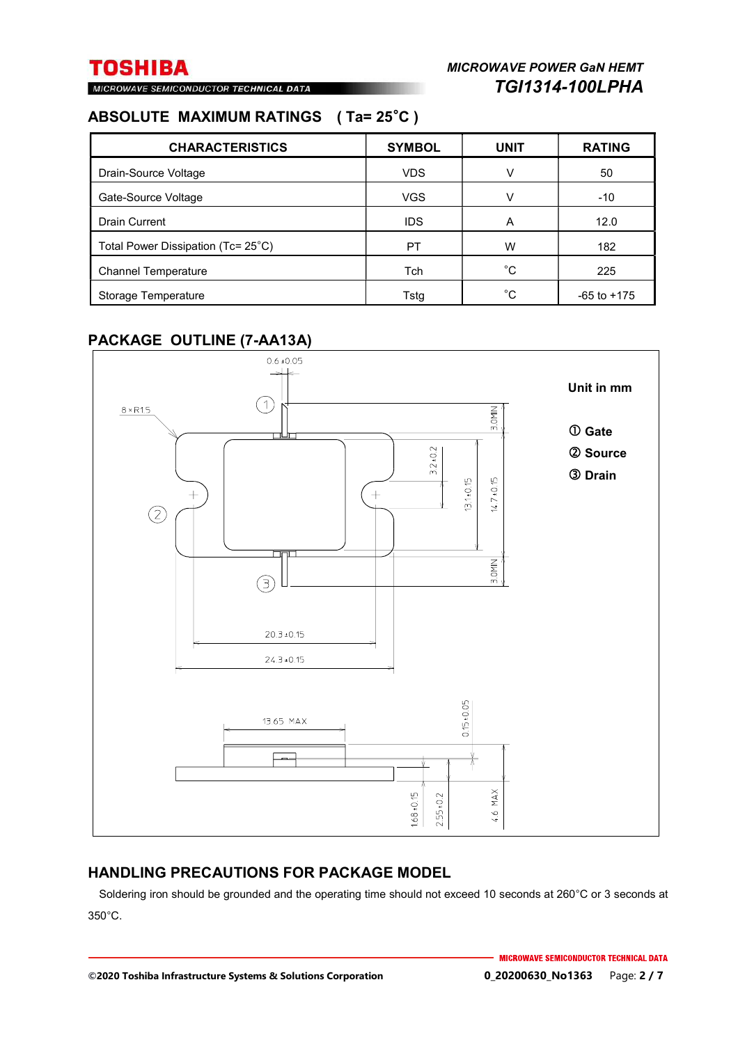## ABSOLUTE MAXIMUM RATINGS ( Ta= 25˚C )

| CHARACTERISTICS | SYMBOL | UNIT | RATING |
|---|---|---|---|
| Drain-Source Voltage | VDS | V | 50 |
| Gate-Source Voltage | VGS | V | -10 |
| Drain Current | IDS | A | 12.0 |
| Total Power Dissipation (Tc= 25˚C) | PT | W | 182 |
| Channel Temperature | Tch | ˚C | 225 |
| Storage Temperature | Tstg | ˚C | -65 to +175 |

## PACKAGE OUTLINE (7-AA13A)

0.6±0.05
8×R1.5
3.0MIN
3.2±0.2
13.1±0.15
14.7±0.15
3.0MIN
20.3±0.15
24.3±0.15
13.65 MAX
0.15±0.05
1.68±0.15
2.55±0.2
4.6 MAX

Unit in mm

① Gate
② Source
③ Drain

## HANDLING PRECAUTIONS FOR PACKAGE MODEL

Soldering iron should be grounded and the operating time should not exceed 10 seconds at 260°C or 3 seconds at 350°C.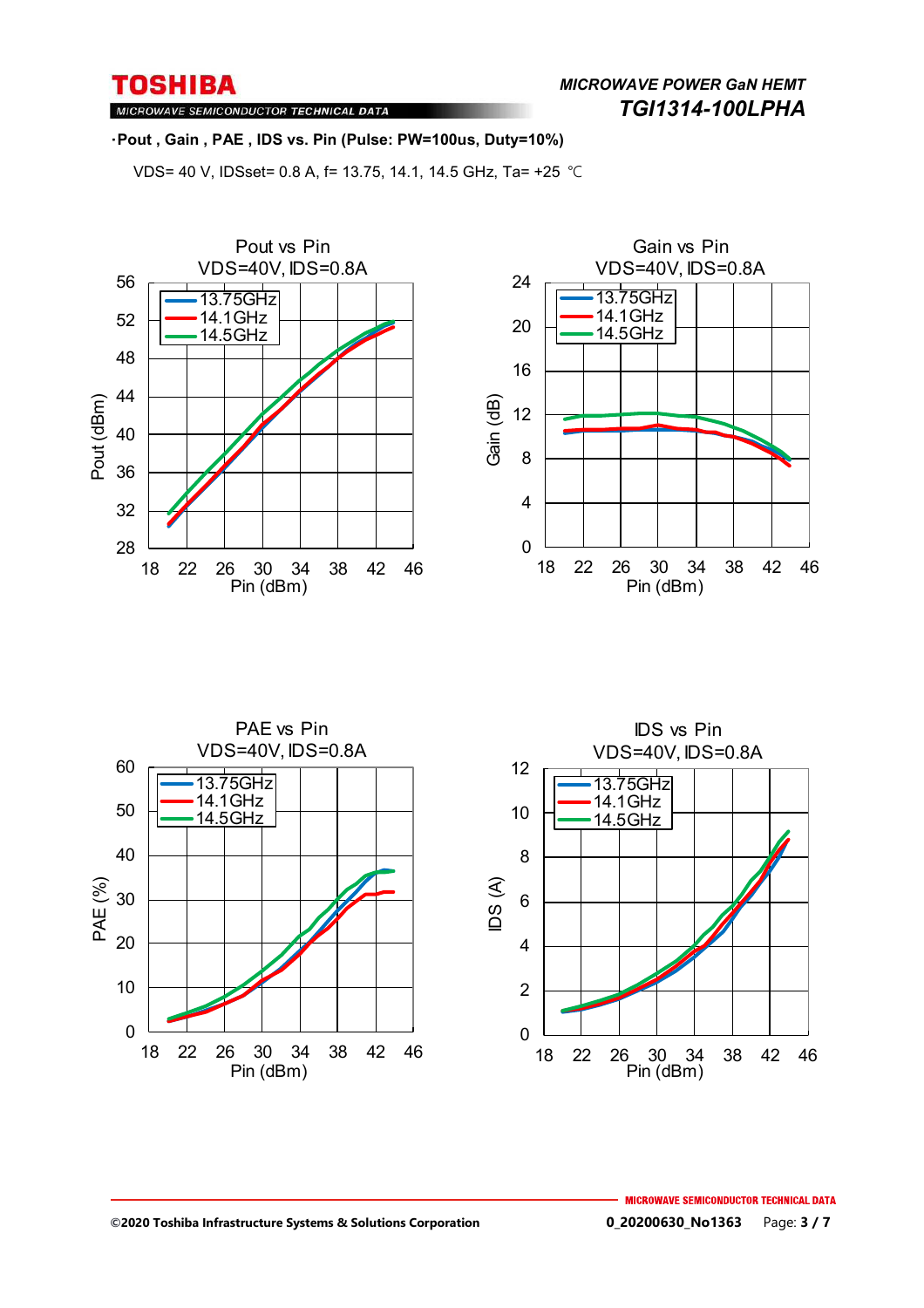**·Pout , Gain , PAE , IDS vs. Pin (Pulse: PW=100us, Duty=10%)**

VDS= 40 V, IDSset= 0.8 A, f= 13.75, 14.1, 14.5 GHz, Ta= +25 ℃

Pout vs Pin
VDS=40V, IDS=0.8A
Pout (dBm)
56
52
48
44
40
36
32
28
18 22 26 30 34 38 42 46
Pin (dBm)
13.75GHz
14.1GHz
14.5GHz

Gain vs Pin
VDS=40V, IDS=0.8A
Gain (dB)
24
20
16
12
8
4
0
18 22 26 30 34 38 42 46
Pin (dBm)
13.75GHz
14.1GHz
14.5GHz

PAE vs Pin
VDS=40V, IDS=0.8A
PAE (%)
60
50
40
30
20
10
0
18 22 26 30 34 38 42 46
Pin (dBm)
13.75GHz
14.1GHz
14.5GHz

IDS vs Pin
VDS=40V, IDS=0.8A
IDS (A)
12
10
8
6
4
2
0
18 22 26 30 34 38 42 46
Pin (dBm)
13.75GHz
14.1GHz
14.5GHz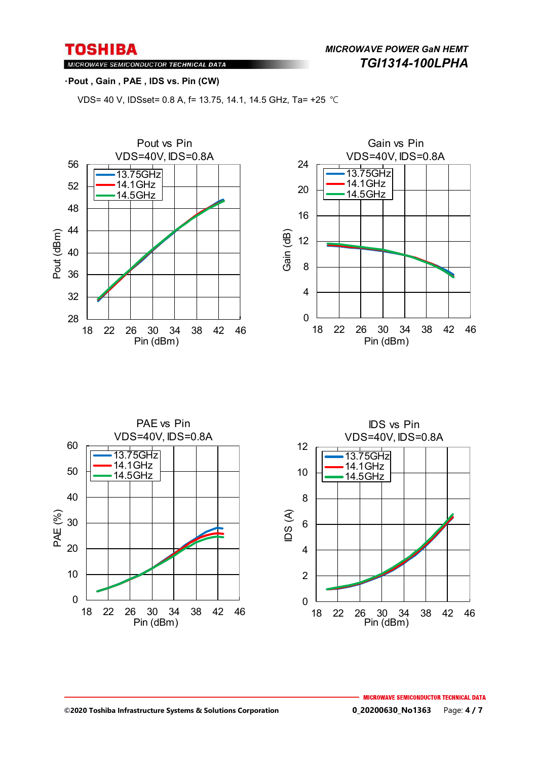**·Pout , Gain , PAE , IDS vs. Pin (CW)**

VDS= 40 V, IDSset= 0.8 A, f= 13.75, 14.1, 14.5 GHz, Ta= +25 ℃

Pout vs Pin
VDS=40V, IDS=0.8A

Pout (dBm)
56
52
48
44
40
36
32
28

Pin (dBm)
18 22 26 30 34 38 42 46

13.75GHz
14.1GHz
14.5GHz

Gain vs Pin
VDS=40V, IDS=0.8A

Gain (dB)
24
20
16
12
8
4
0

Pin (dBm)
18 22 26 30 34 38 42 46

13.75GHz
14.1GHz
14.5GHz

PAE vs Pin
VDS=40V, IDS=0.8A

PAE (%)
60
50
40
30
20
10
0

Pin (dBm)
18 22 26 30 34 38 42 46

13.75GHz
14.1GHz
14.5GHz

IDS vs Pin
VDS=40V, IDS=0.8A

IDS (A)
12
10
8
6
4
2
0

Pin (dBm)
18 22 26 30 34 38 42 46

13.75GHz
14.1GHz
14.5GHz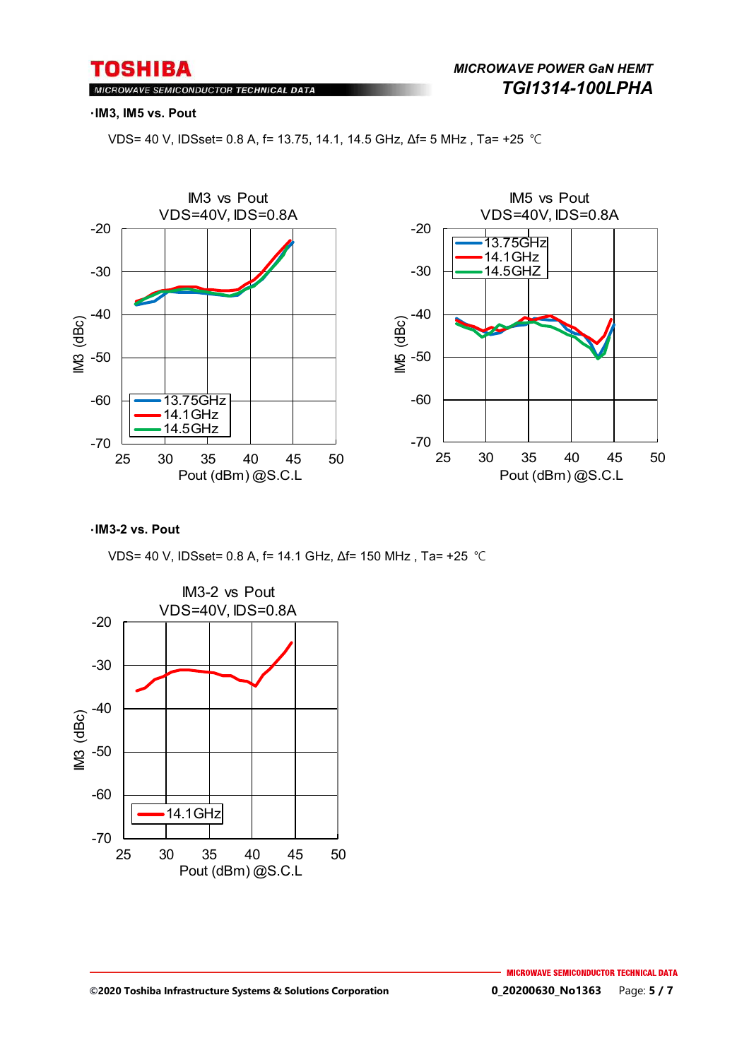·IM3, IM5 vs. Pout

VDS= 40 V, IDSset= 0.8 A, f= 13.75, 14.1, 14.5 GHz, Δf= 5 MHz , Ta= +25 ℃

IM3 vs Pout
VDS=40V, IDS=0.8A

IM3 (dBc)
-20
-30
-40
-50
-60
-70

13.75GHz
14.1GHz
14.5GHz

25 30 35 40 45 50
Pout (dBm) @S.C.L

IM5 vs Pout
VDS=40V, IDS=0.8A

IM5 (dBc)
-20
-30
-40
-50
-60
-70

13.75GHz
14.1GHz
14.5GHZ

25 30 35 40 45 50
Pout (dBm) @S.C.L

·IM3-2 vs. Pout

VDS= 40 V, IDSset= 0.8 A, f= 14.1 GHz, Δf= 150 MHz , Ta= +25 ℃

IM3-2 vs Pout
VDS=40V, IDS=0.8A

IM3 (dBc)
-20
-30
-40
-50
-60
-70

14.1GHz

25 30 35 40 45 50
Pout (dBm) @S.C.L

©2020 Toshiba Infrastructure Systems & Solutions Corporation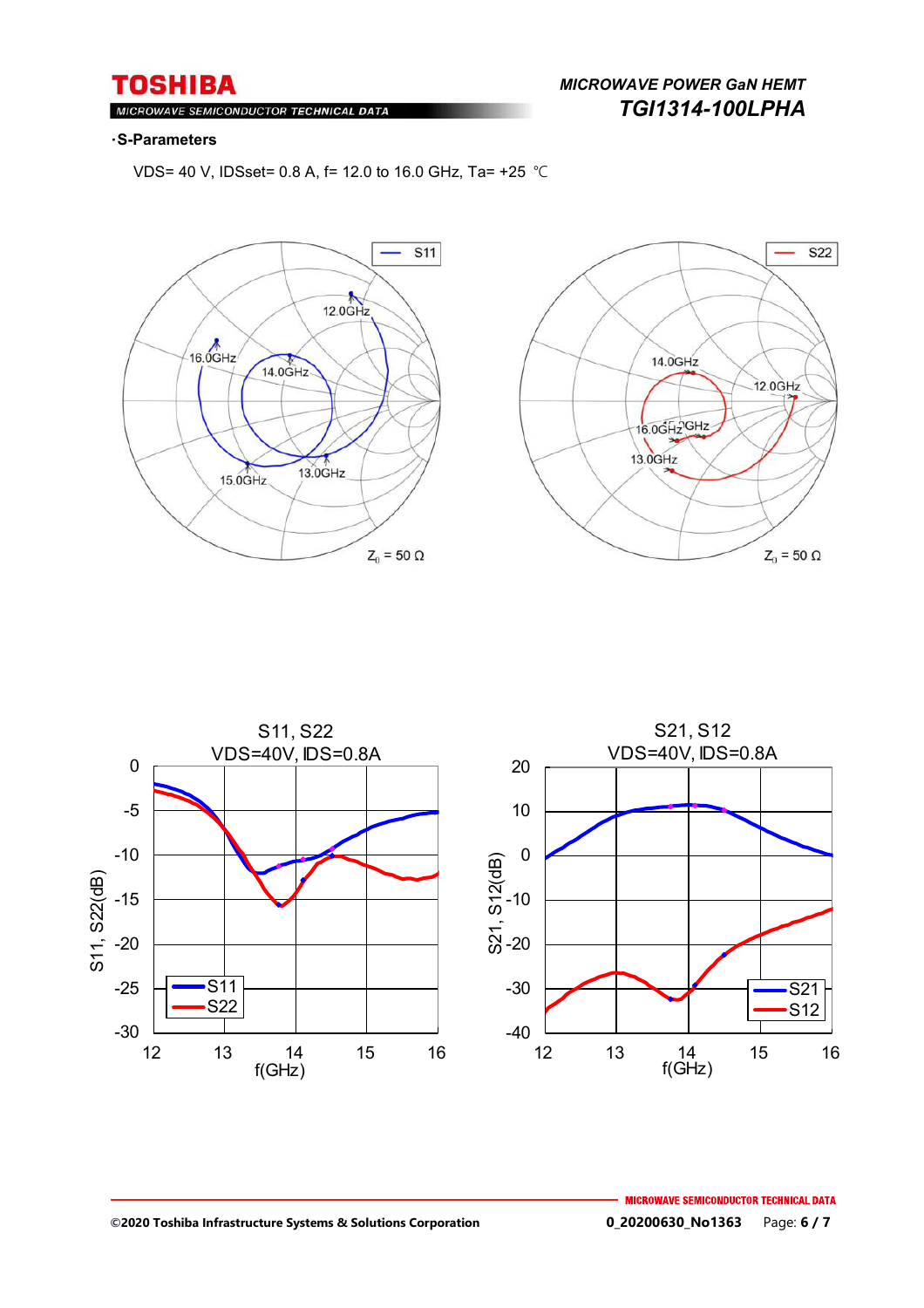·S-Parameters

VDS= 40 V, IDSset= 0.8 A, f= 12.0 to 16.0 GHz, Ta= +25 ℃

S11

12.0GHz

16.0GHz

14.0GHz

15.0GHz

13.0GHz

$Z_0$ = 50 Ω

S22

14.0GHz

12.0GHz

16.0GHz

15.0GHz

13.0GHz

$Z_0$ = 50 Ω

S11, S22
VDS=40V, IDS=0.8A

S11, S22(dB)

0
-5
-10
-15
-20
-25
-30

12 13 14 15 16
f(GHz)

S11
S22

S21, S12
VDS=40V, IDS=0.8A

S21, S12(dB)

20
10
0
-10
-20
-30
-40

12 13 14 15 16
f(GHz)

S21
S12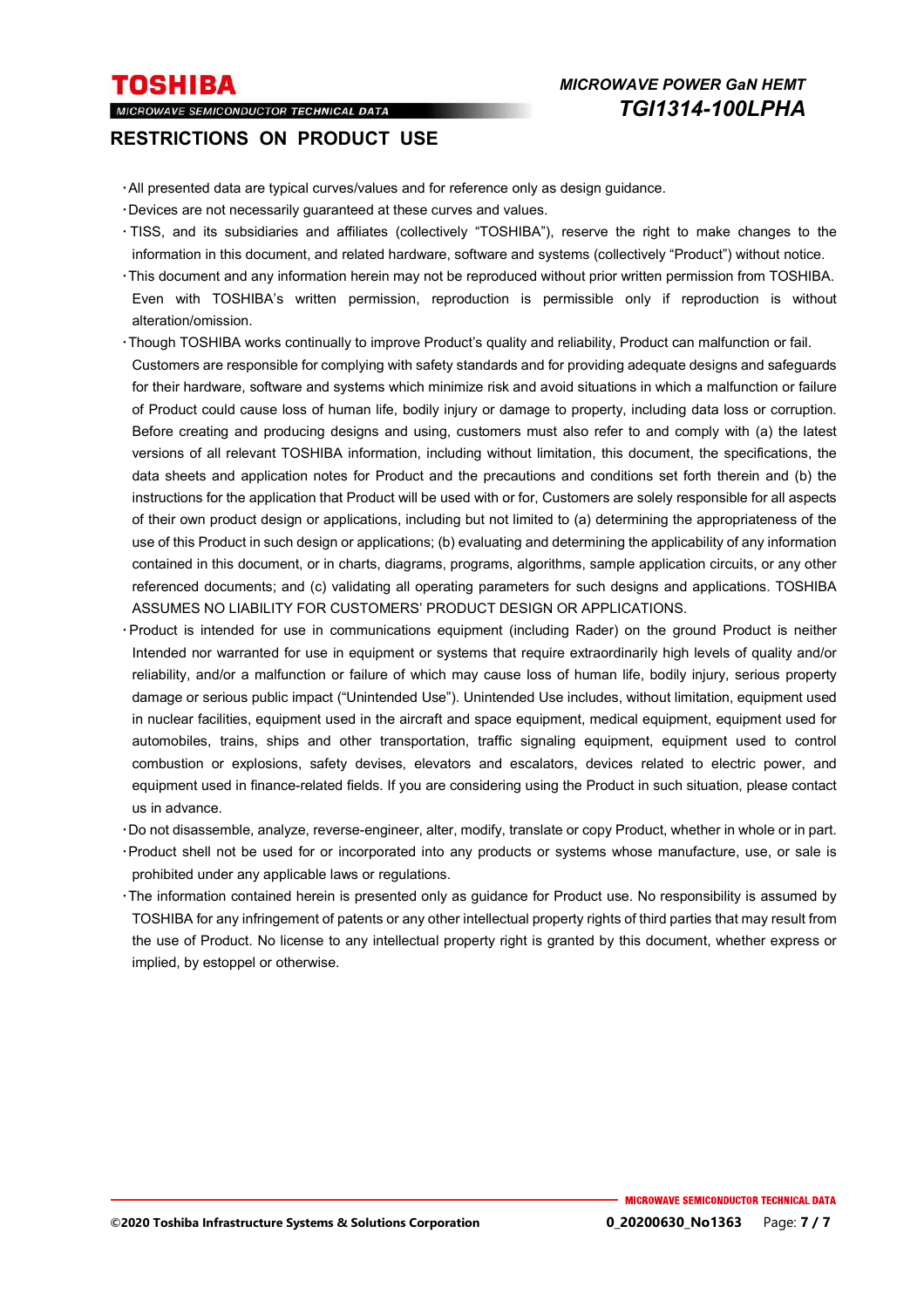## RESTRICTIONS ON PRODUCT USE

- All presented data are typical curves/values and for reference only as design guidance.
- Devices are not necessarily guaranteed at these curves and values.
- TISS, and its subsidiaries and affiliates (collectively "TOSHIBA"), reserve the right to make changes to the information in this document, and related hardware, software and systems (collectively "Product") without notice.
- This document and any information herein may not be reproduced without prior written permission from TOSHIBA. Even with TOSHIBA's written permission, reproduction is permissible only if reproduction is without alteration/omission.
- Though TOSHIBA works continually to improve Product's quality and reliability, Product can malfunction or fail. Customers are responsible for complying with safety standards and for providing adequate designs and safeguards for their hardware, software and systems which minimize risk and avoid situations in which a malfunction or failure of Product could cause loss of human life, bodily injury or damage to property, including data loss or corruption. Before creating and producing designs and using, customers must also refer to and comply with (a) the latest versions of all relevant TOSHIBA information, including without limitation, this document, the specifications, the data sheets and application notes for Product and the precautions and conditions set forth therein and (b) the instructions for the application that Product will be used with or for, Customers are solely responsible for all aspects of their own product design or applications, including but not limited to (a) determining the appropriateness of the use of this Product in such design or applications; (b) evaluating and determining the applicability of any information contained in this document, or in charts, diagrams, programs, algorithms, sample application circuits, or any other referenced documents; and (c) validating all operating parameters for such designs and applications. TOSHIBA ASSUMES NO LIABILITY FOR CUSTOMERS' PRODUCT DESIGN OR APPLICATIONS.
- Product is intended for use in communications equipment (including Rader) on the ground Product is neither Intended nor warranted for use in equipment or systems that require extraordinarily high levels of quality and/or reliability, and/or a malfunction or failure of which may cause loss of human life, bodily injury, serious property damage or serious public impact ("Unintended Use"). Unintended Use includes, without limitation, equipment used in nuclear facilities, equipment used in the aircraft and space equipment, medical equipment, equipment used for automobiles, trains, ships and other transportation, traffic signaling equipment, equipment used to control combustion or explosions, safety devises, elevators and escalators, devices related to electric power, and equipment used in finance-related fields. If you are considering using the Product in such situation, please contact us in advance.
- Do not disassemble, analyze, reverse-engineer, alter, modify, translate or copy Product, whether in whole or in part.
- Product shell not be used for or incorporated into any products or systems whose manufacture, use, or sale is prohibited under any applicable laws or regulations.
- The information contained herein is presented only as guidance for Product use. No responsibility is assumed by TOSHIBA for any infringement of patents or any other intellectual property rights of third parties that may result from the use of Product. No license to any intellectual property right is granted by this document, whether express or implied, by estoppel or otherwise.